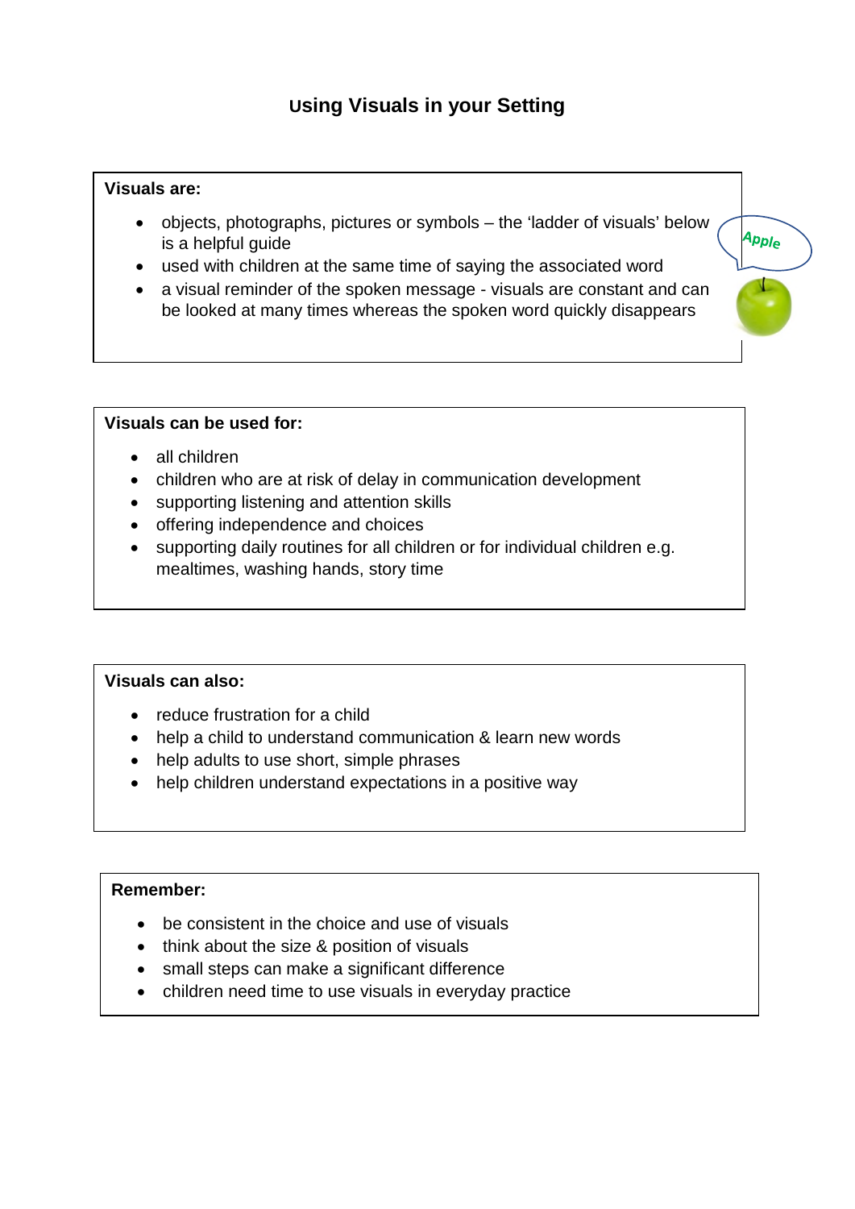# Using Visuals in your Setting

**Visuals are:**

- objects, photographs, pictures or symbols – the 'ladder of visuals' below is a helpful guide
- used with children at the same time of saying the associated word
- a visual reminder of the spoken message - visuals are constant and can be looked at many times whereas the spoken word quickly disappears

**Visuals can be used for:**

- all children
- children who are at risk of delay in communication development
- supporting listening and attention skills
- offering independence and choices
- supporting daily routines for all children or for individual children e.g. mealtimes, washing hands, story time

**Visuals can also:**

- reduce frustration for a child
- help a child to understand communication & learn new words
- help adults to use short, simple phrases
- help children understand expectations in a positive way

**Remember:**

- be consistent in the choice and use of visuals
- think about the size & position of visuals
- small steps can make a significant difference
- children need time to use visuals in everyday practice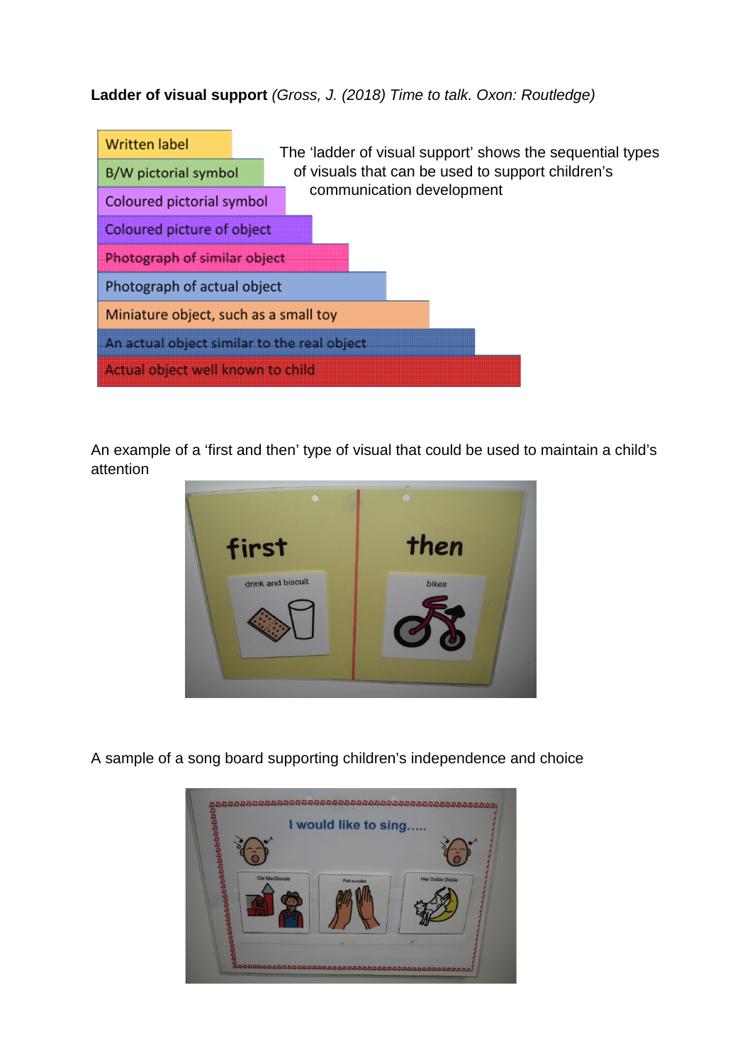**Ladder of visual support** *(Gross, J. (2018) Time to talk. Oxon: Routledge)*

Written label

B/W pictorial symbol

Coloured pictorial symbol

Coloured picture of object

Photograph of similar object

Photograph of actual object

Miniature object, such as a small toy

An actual object similar to the real object

Actual object well known to child

The 'ladder of visual support' shows the sequential types of visuals that can be used to support children's communication development

An example of a 'first and then' type of visual that could be used to maintain a child's attention

first

drink and biscuit

then

bikes

A sample of a song board supporting children's independence and choice

I would like to sing.....

Old MacDonald

Pat-a-cake

Hey Diddle Diddle